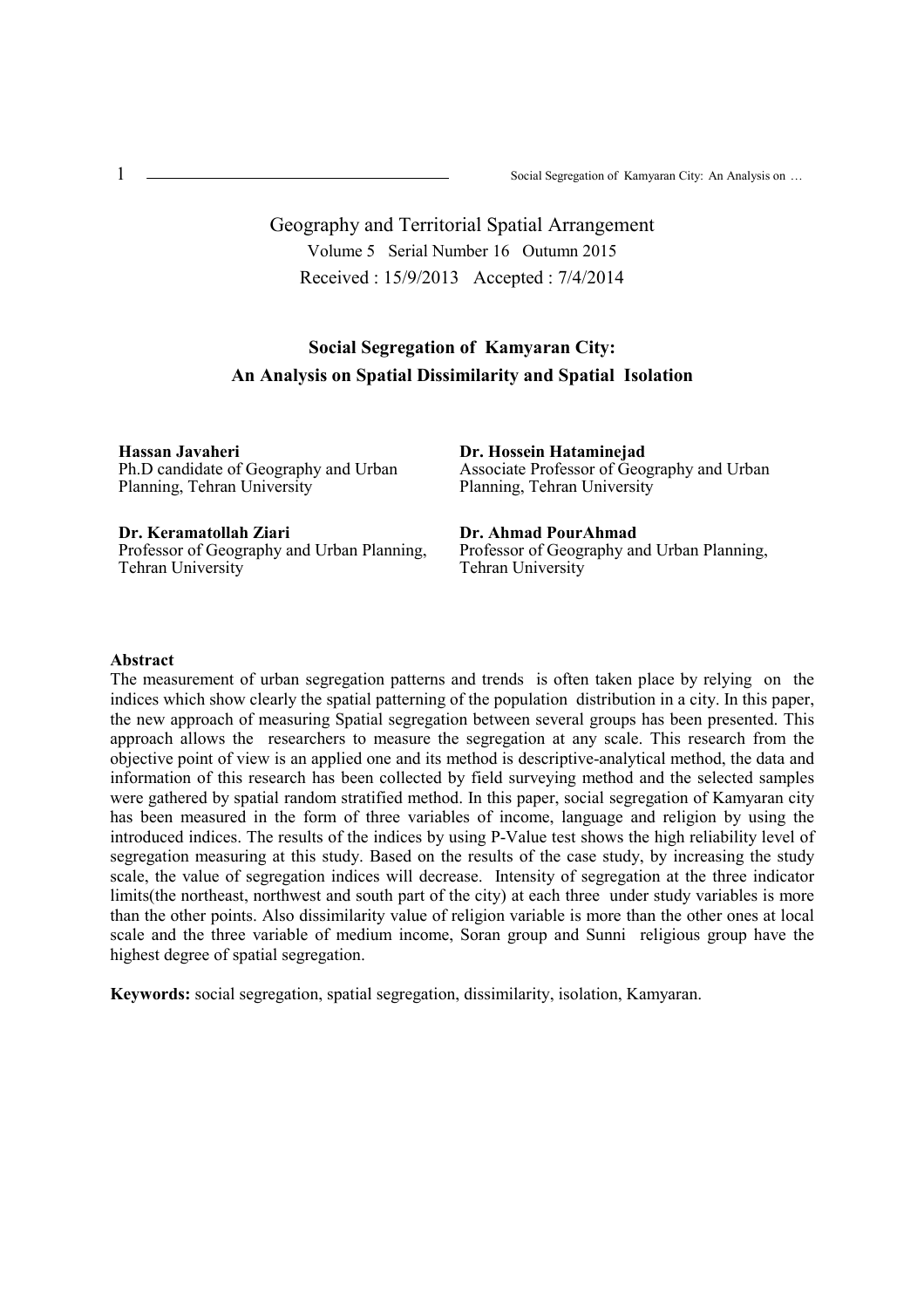Geography and Territorial Spatial Arrangement

Volume 5 Serial Number 16 Outumn 2015

Received : 15/9/2013 Accepted : 7/4/2014

# Social Segregation of Kamyaran City: An Analysis on Spatial Dissimilarity and Spatial Isolation

**Hassan Javaheri**
Ph.D candidate of Geography and Urban Planning, Tehran University

**Dr. Hossein Hataminejad**
Associate Professor of Geography and Urban Planning, Tehran University

**Dr. Keramatollah Ziari**
Professor of Geography and Urban Planning, Tehran University

**Dr. Ahmad PourAhmad**
Professor of Geography and Urban Planning, Tehran University

## Abstract

The measurement of urban segregation patterns and trends is often taken place by relying on the indices which show clearly the spatial patterning of the population distribution in a city. In this paper, the new approach of measuring Spatial segregation between several groups has been presented. This approach allows the researchers to measure the segregation at any scale. This research from the objective point of view is an applied one and its method is descriptive-analytical method, the data and information of this research has been collected by field surveying method and the selected samples were gathered by spatial random stratified method. In this paper, social segregation of Kamyaran city has been measured in the form of three variables of income, language and religion by using the introduced indices. The results of the indices by using P-Value test shows the high reliability level of segregation measuring at this study. Based on the results of the case study, by increasing the study scale, the value of segregation indices will decrease. Intensity of segregation at the three indicator limits(the northeast, northwest and south part of the city) at each three under study variables is more than the other points. Also dissimilarity value of religion variable is more than the other ones at local scale and the three variable of medium income, Soran group and Sunni religious group have the highest degree of spatial segregation.

**Keywords:** social segregation, spatial segregation, dissimilarity, isolation, Kamyaran.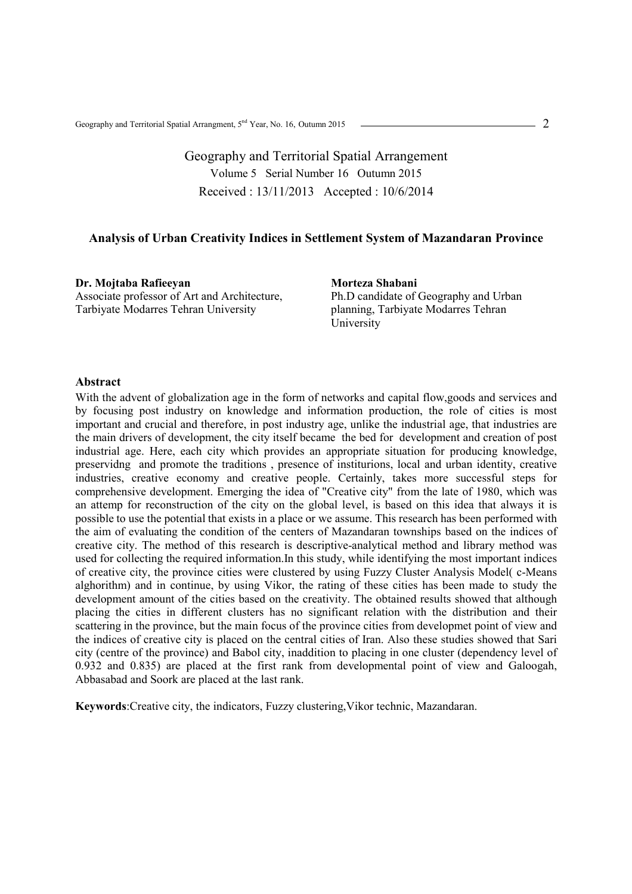Geography and Territorial Spatial Arrangement

Volume 5 Serial Number 16 Outumn 2015

Received : 13/11/2013 Accepted : 10/6/2014

## Analysis of Urban Creativity Indices in Settlement System of Mazandaran Province

**Dr. Mojtaba Rafieeyan**
Associate professor of Art and Architecture, Tarbiyate Modarres Tehran University

**Morteza Shabani**
Ph.D candidate of Geography and Urban planning, Tarbiyate Modarres Tehran University

### Abstract

With the advent of globalization age in the form of networks and capital flow,goods and services and by focusing post industry on knowledge and information production, the role of cities is most important and crucial and therefore, in post industry age, unlike the industrial age, that industries are the main drivers of development, the city itself became the bed for development and creation of post industrial age. Here, each city which provides an appropriate situation for producing knowledge, preservidng and promote the traditions , presence of institurions, local and urban identity, creative industries, creative economy and creative people. Certainly, takes more successful steps for comprehensive development. Emerging the idea of "Creative city" from the late of 1980, which was an attemp for reconstruction of the city on the global level, is based on this idea that always it is possible to use the potential that exists in a place or we assume. This research has been performed with the aim of evaluating the condition of the centers of Mazandaran townships based on the indices of creative city. The method of this research is descriptive-analytical method and library method was used for collecting the required information.In this study, while identifying the most important indices of creative city, the province cities were clustered by using Fuzzy Cluster Analysis Model( c-Means alghorithm) and in continue, by using Vikor, the rating of these cities has been made to study the development amount of the cities based on the creativity. The obtained results showed that although placing the cities in different clusters has no significant relation with the distribution and their scattering in the province, but the main focus of the province cities from developmet point of view and the indices of creative city is placed on the central cities of Iran. Also these studies showed that Sari city (centre of the province) and Babol city, inaddition to placing in one cluster (dependency level of 0.932 and 0.835) are placed at the first rank from developmental point of view and Galoogah, Abbasabad and Soork are placed at the last rank.

**Keywords**:Creative city, the indicators, Fuzzy clustering,Vikor technic, Mazandaran.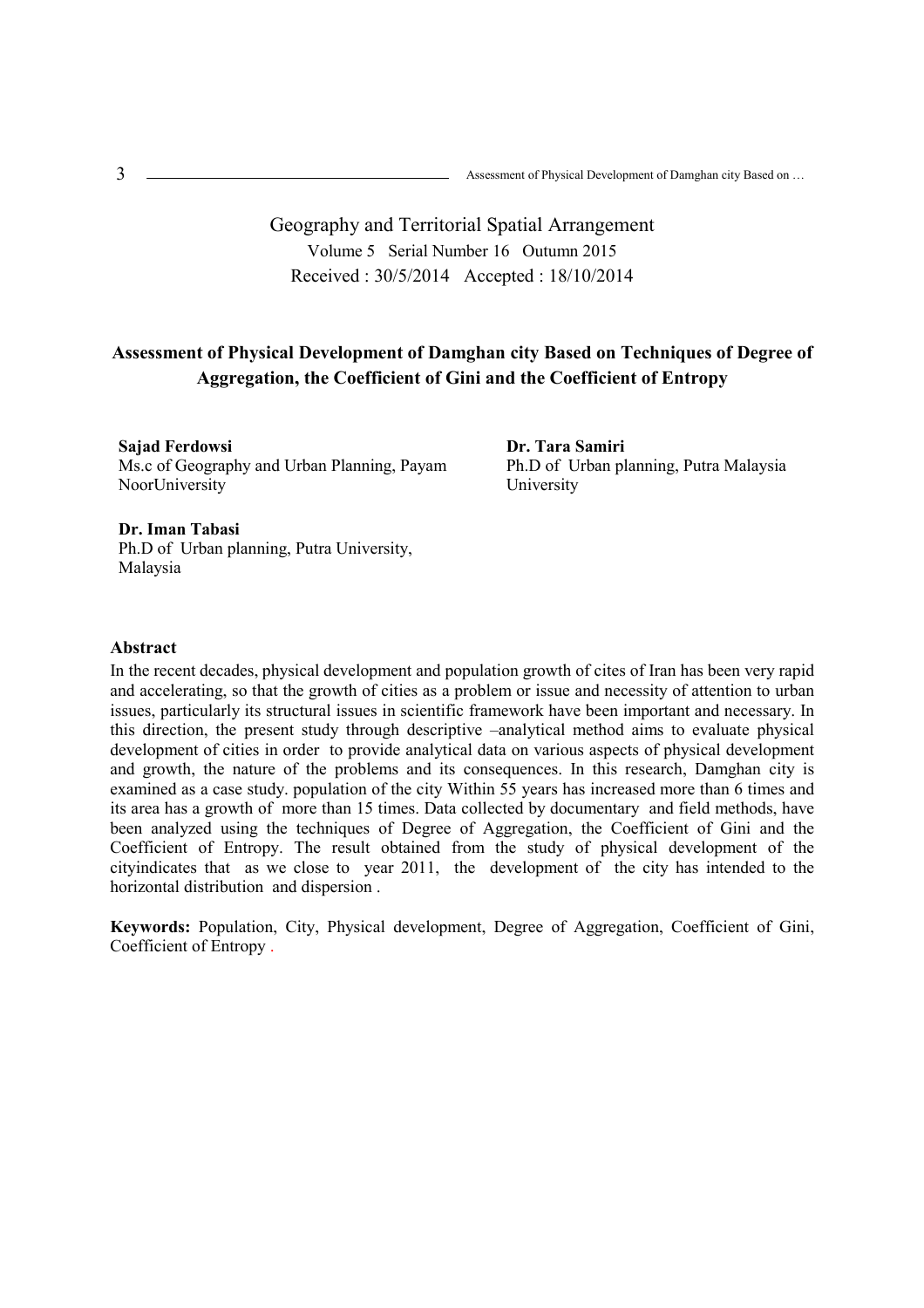Geography and Territorial Spatial Arrangement

Volume 5 Serial Number 16 Outumn 2015

Received : 30/5/2014 Accepted : 18/10/2014

# Assessment of Physical Development of Damghan city Based on Techniques of Degree of Aggregation, the Coefficient of Gini and the Coefficient of Entropy

**Sajad Ferdowsi**
Ms.c of Geography and Urban Planning, Payam NoorUniversity

**Dr. Tara Samiri**
Ph.D of Urban planning, Putra Malaysia University

**Dr. Iman Tabasi**
Ph.D of Urban planning, Putra University, Malaysia

## Abstract

In the recent decades, physical development and population growth of cites of Iran has been very rapid and accelerating, so that the growth of cities as a problem or issue and necessity of attention to urban issues, particularly its structural issues in scientific framework have been important and necessary. In this direction, the present study through descriptive –analytical method aims to evaluate physical development of cities in order to provide analytical data on various aspects of physical development and growth, the nature of the problems and its consequences. In this research, Damghan city is examined as a case study. population of the city Within 55 years has increased more than 6 times and its area has a growth of more than 15 times. Data collected by documentary and field methods, have been analyzed using the techniques of Degree of Aggregation, the Coefficient of Gini and the Coefficient of Entropy. The result obtained from the study of physical development of the cityindicates that as we close to year 2011, the development of the city has intended to the horizontal distribution and dispersion .

**Keywords:** Population, City, Physical development, Degree of Aggregation, Coefficient of Gini, Coefficient of Entropy .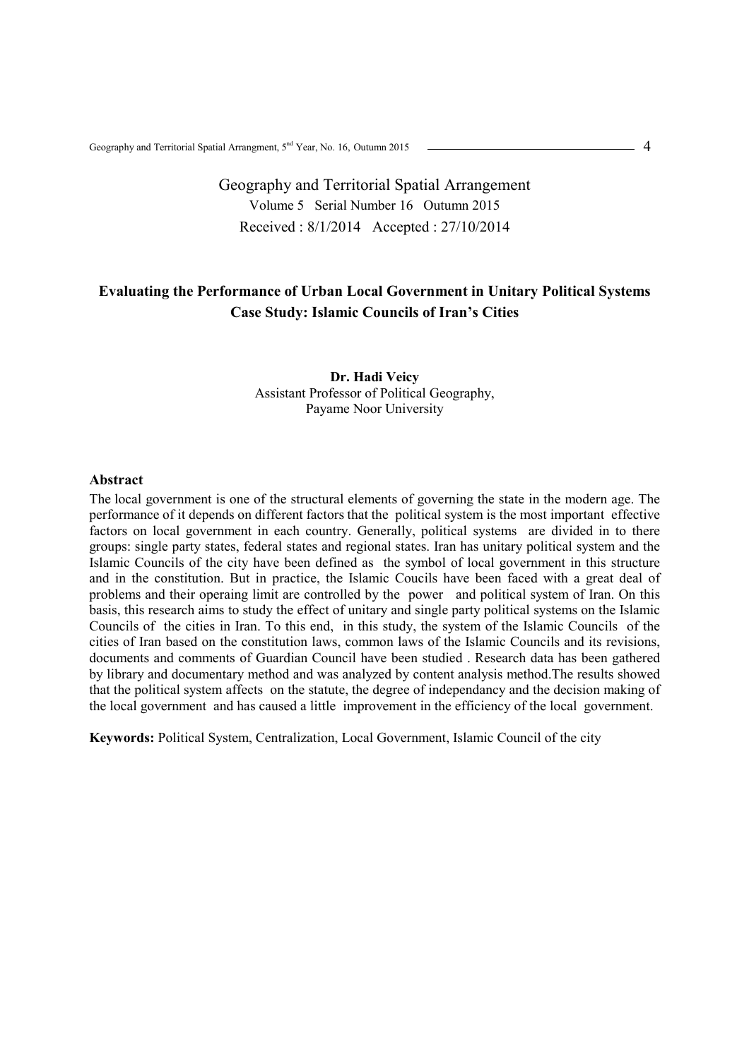Geography and Territorial Spatial Arrangement
Volume 5 Serial Number 16 Outumn 2015
Received : 8/1/2014 Accepted : 27/10/2014

## Evaluating the Performance of Urban Local Government in Unitary Political Systems Case Study: Islamic Councils of Iran's Cities

**Dr. Hadi Veicy**
Assistant Professor of Political Geography,
Payame Noor University

### Abstract

The local government is one of the structural elements of governing the state in the modern age. The performance of it depends on different factors that the political system is the most important effective factors on local government in each country. Generally, political systems are divided in to there groups: single party states, federal states and regional states. Iran has unitary political system and the Islamic Councils of the city have been defined as the symbol of local government in this structure and in the constitution. But in practice, the Islamic Coucils have been faced with a great deal of problems and their operaing limit are controlled by the power and political system of Iran. On this basis, this research aims to study the effect of unitary and single party political systems on the Islamic Councils of the cities in Iran. To this end, in this study, the system of the Islamic Councils of the cities of Iran based on the constitution laws, common laws of the Islamic Councils and its revisions, documents and comments of Guardian Council have been studied . Research data has been gathered by library and documentary method and was analyzed by content analysis method.The results showed that the political system affects on the statute, the degree of independancy and the decision making of the local government and has caused a little improvement in the efficiency of the local government.

**Keywords:** Political System, Centralization, Local Government, Islamic Council of the city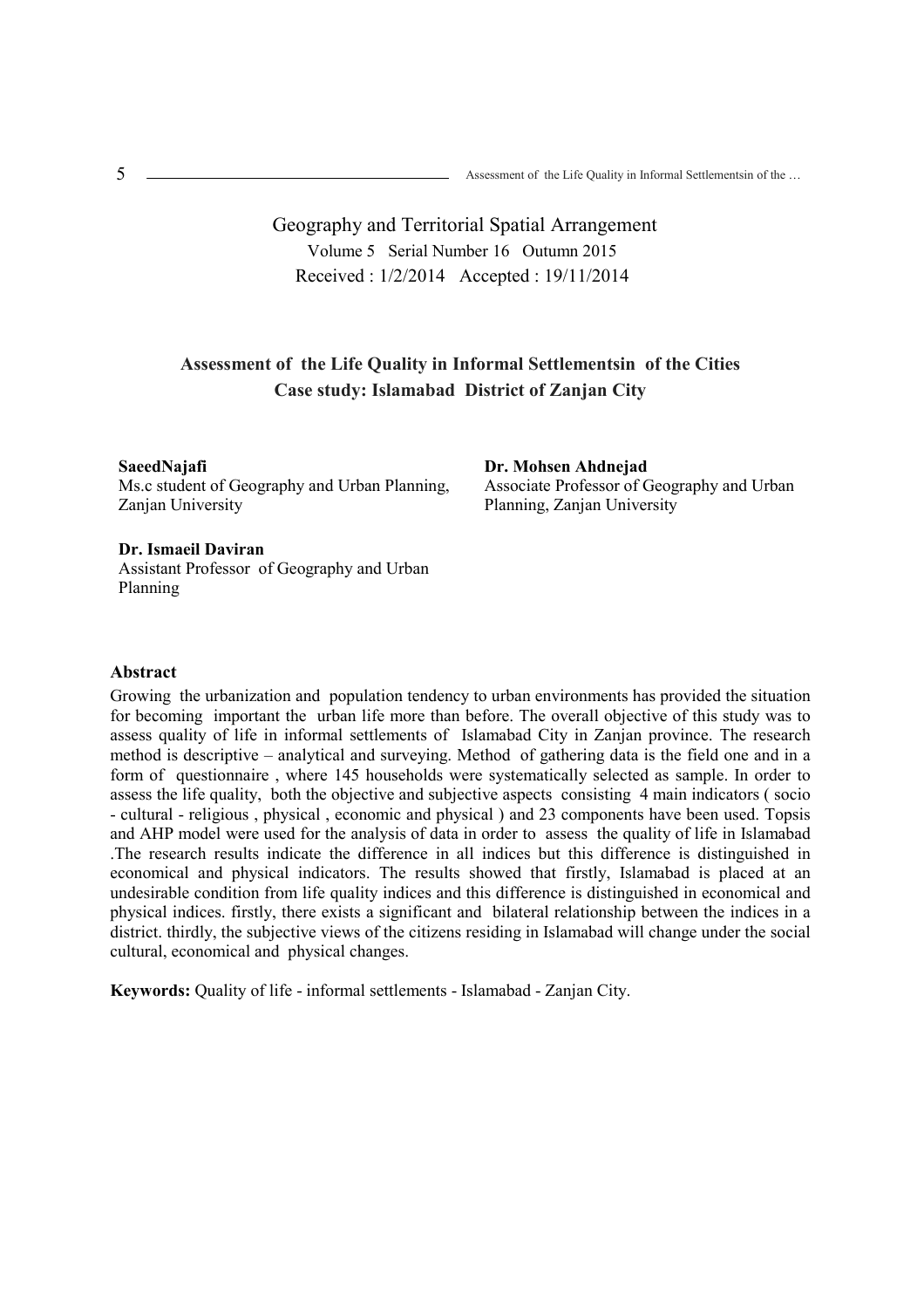Geography and Territorial Spatial Arrangement

Volume 5 Serial Number 16 Outumn 2015

Received : 1/2/2014 Accepted : 19/11/2014

## Assessment of the Life Quality in Informal Settlementsin of the Cities
## Case study: Islamabad District of Zanjan City

**SaeedNajafi**
Ms.c student of Geography and Urban Planning, Zanjan University

**Dr. Mohsen Ahdnejad**
Associate Professor of Geography and Urban Planning, Zanjan University

**Dr. Ismaeil Daviran**
Assistant Professor of Geography and Urban Planning

### Abstract

Growing the urbanization and population tendency to urban environments has provided the situation for becoming important the urban life more than before. The overall objective of this study was to assess quality of life in informal settlements of Islamabad City in Zanjan province. The research method is descriptive – analytical and surveying. Method of gathering data is the field one and in a form of questionnaire , where 145 households were systematically selected as sample. In order to assess the life quality, both the objective and subjective aspects consisting 4 main indicators ( socio - cultural - religious , physical , economic and physical ) and 23 components have been used. Topsis and AHP model were used for the analysis of data in order to assess the quality of life in Islamabad .The research results indicate the difference in all indices but this difference is distinguished in economical and physical indicators. The results showed that firstly, Islamabad is placed at an undesirable condition from life quality indices and this difference is distinguished in economical and physical indices. firstly, there exists a significant and bilateral relationship between the indices in a district. thirdly, the subjective views of the citizens residing in Islamabad will change under the social cultural, economical and physical changes.

**Keywords:** Quality of life - informal settlements - Islamabad - Zanjan City.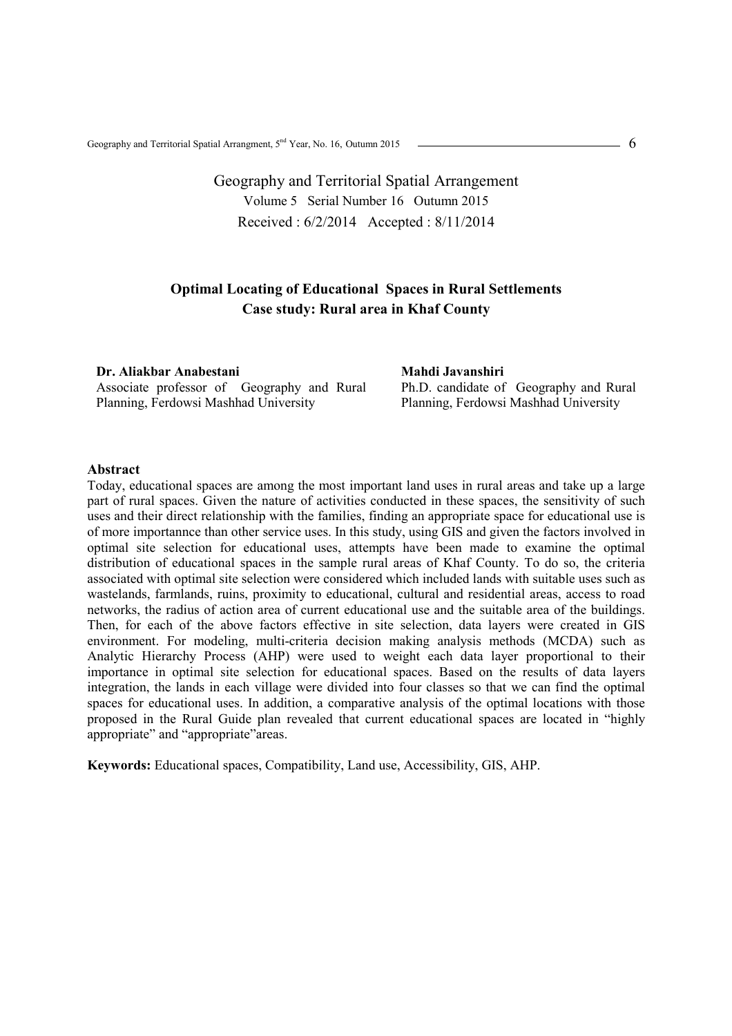Geography and Territorial Spatial Arrangement
Volume 5 Serial Number 16 Outumn 2015
Received : 6/2/2014 Accepted : 8/11/2014

## Optimal Locating of Educational Spaces in Rural Settlements
## Case study: Rural area in Khaf County

**Dr. Aliakbar Anabestani**
Associate professor of Geography and Rural Planning, Ferdowsi Mashhad University

**Mahdi Javanshiri**
Ph.D. candidate of Geography and Rural Planning, Ferdowsi Mashhad University

### Abstract

Today, educational spaces are among the most important land uses in rural areas and take up a large part of rural spaces. Given the nature of activities conducted in these spaces, the sensitivity of such uses and their direct relationship with the families, finding an appropriate space for educational use is of more importannce than other service uses. In this study, using GIS and given the factors involved in optimal site selection for educational uses, attempts have been made to examine the optimal distribution of educational spaces in the sample rural areas of Khaf County. To do so, the criteria associated with optimal site selection were considered which included lands with suitable uses such as wastelands, farmlands, ruins, proximity to educational, cultural and residential areas, access to road networks, the radius of action area of current educational use and the suitable area of the buildings. Then, for each of the above factors effective in site selection, data layers were created in GIS environment. For modeling, multi-criteria decision making analysis methods (MCDA) such as Analytic Hierarchy Process (AHP) were used to weight each data layer proportional to their importance in optimal site selection for educational spaces. Based on the results of data layers integration, the lands in each village were divided into four classes so that we can find the optimal spaces for educational uses. In addition, a comparative analysis of the optimal locations with those proposed in the Rural Guide plan revealed that current educational spaces are located in "highly appropriate" and "appropriate"areas.

**Keywords:** Educational spaces, Compatibility, Land use, Accessibility, GIS, AHP.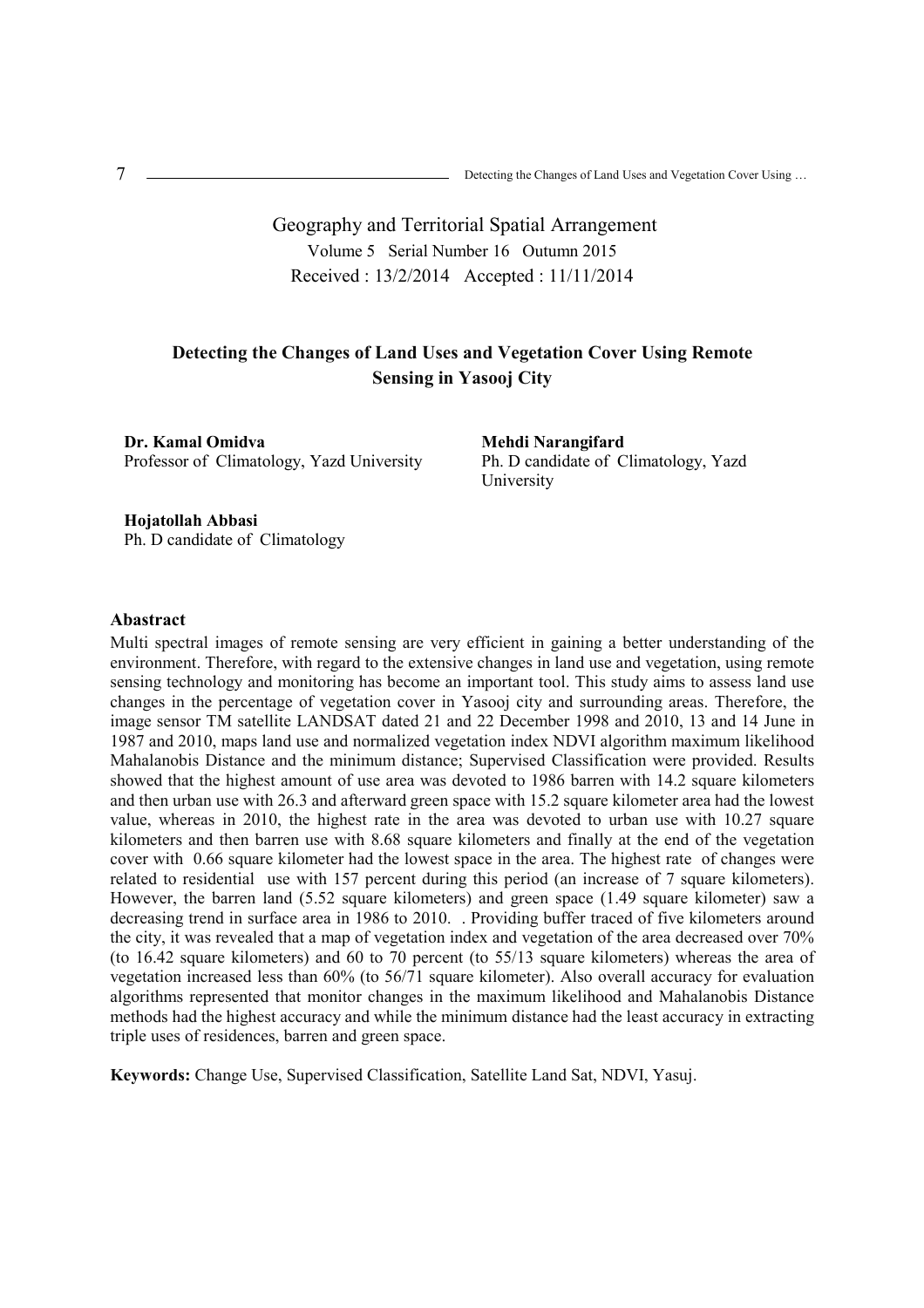Geography and Territorial Spatial Arrangement

Volume 5 Serial Number 16 Outumn 2015

Received : 13/2/2014 Accepted : 11/11/2014

# Detecting the Changes of Land Uses and Vegetation Cover Using Remote Sensing in Yasooj City

**Dr. Kamal Omidva**
Professor of Climatology, Yazd University

**Mehdi Narangifard**
Ph. D candidate of Climatology, Yazd University

**Hojatollah Abbasi**
Ph. D candidate of Climatology

## Abastract

Multi spectral images of remote sensing are very efficient in gaining a better understanding of the environment. Therefore, with regard to the extensive changes in land use and vegetation, using remote sensing technology and monitoring has become an important tool. This study aims to assess land use changes in the percentage of vegetation cover in Yasooj city and surrounding areas. Therefore, the image sensor TM satellite LANDSAT dated 21 and 22 December 1998 and 2010, 13 and 14 June in 1987 and 2010, maps land use and normalized vegetation index NDVI algorithm maximum likelihood Mahalanobis Distance and the minimum distance; Supervised Classification were provided. Results showed that the highest amount of use area was devoted to 1986 barren with 14.2 square kilometers and then urban use with 26.3 and afterward green space with 15.2 square kilometer area had the lowest value, whereas in 2010, the highest rate in the area was devoted to urban use with 10.27 square kilometers and then barren use with 8.68 square kilometers and finally at the end of the vegetation cover with 0.66 square kilometer had the lowest space in the area. The highest rate of changes were related to residential use with 157 percent during this period (an increase of 7 square kilometers). However, the barren land (5.52 square kilometers) and green space (1.49 square kilometer) saw a decreasing trend in surface area in 1986 to 2010. . Providing buffer traced of five kilometers around the city, it was revealed that a map of vegetation index and vegetation of the area decreased over 70% (to 16.42 square kilometers) and 60 to 70 percent (to 55/13 square kilometers) whereas the area of vegetation increased less than 60% (to 56/71 square kilometer). Also overall accuracy for evaluation algorithms represented that monitor changes in the maximum likelihood and Mahalanobis Distance methods had the highest accuracy and while the minimum distance had the least accuracy in extracting triple uses of residences, barren and green space.

**Keywords:** Change Use, Supervised Classification, Satellite Land Sat, NDVI, Yasuj.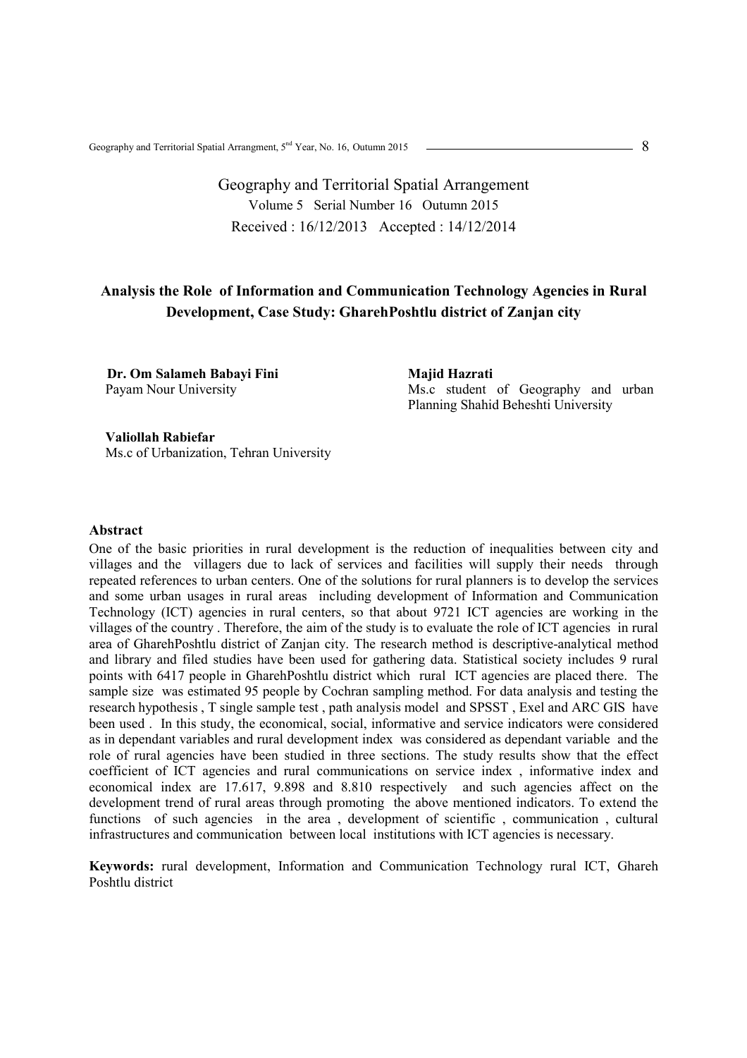Geography and Territorial Spatial Arrangement

Volume 5 Serial Number 16 Outumn 2015

Received : 16/12/2013 Accepted : 14/12/2014

## Analysis the Role of Information and Communication Technology Agencies in Rural Development, Case Study: GharehPoshtlu district of Zanjan city

**Dr. Om Salameh Babayi Fini**
Payam Nour University

**Majid Hazrati**
Ms.c student of Geography and urban Planning Shahid Beheshti University

**Valiollah Rabiefar**
Ms.c of Urbanization, Tehran University

### Abstract

One of the basic priorities in rural development is the reduction of inequalities between city and villages and the villagers due to lack of services and facilities will supply their needs through repeated references to urban centers. One of the solutions for rural planners is to develop the services and some urban usages in rural areas including development of Information and Communication Technology (ICT) agencies in rural centers, so that about 9721 ICT agencies are working in the villages of the country . Therefore, the aim of the study is to evaluate the role of ICT agencies in rural area of GharehPoshtlu district of Zanjan city. The research method is descriptive-analytical method and library and filed studies have been used for gathering data. Statistical society includes 9 rural points with 6417 people in GharehPoshtlu district which rural ICT agencies are placed there. The sample size was estimated 95 people by Cochran sampling method. For data analysis and testing the research hypothesis , T single sample test , path analysis model and SPSST , Exel and ARC GIS have been used . In this study, the economical, social, informative and service indicators were considered as in dependant variables and rural development index was considered as dependant variable and the role of rural agencies have been studied in three sections. The study results show that the effect coefficient of ICT agencies and rural communications on service index , informative index and economical index are 17.617, 9.898 and 8.810 respectively and such agencies affect on the development trend of rural areas through promoting the above mentioned indicators. To extend the functions of such agencies in the area , development of scientific , communication , cultural infrastructures and communication between local institutions with ICT agencies is necessary.

**Keywords:** rural development, Information and Communication Technology rural ICT, Ghareh Poshtlu district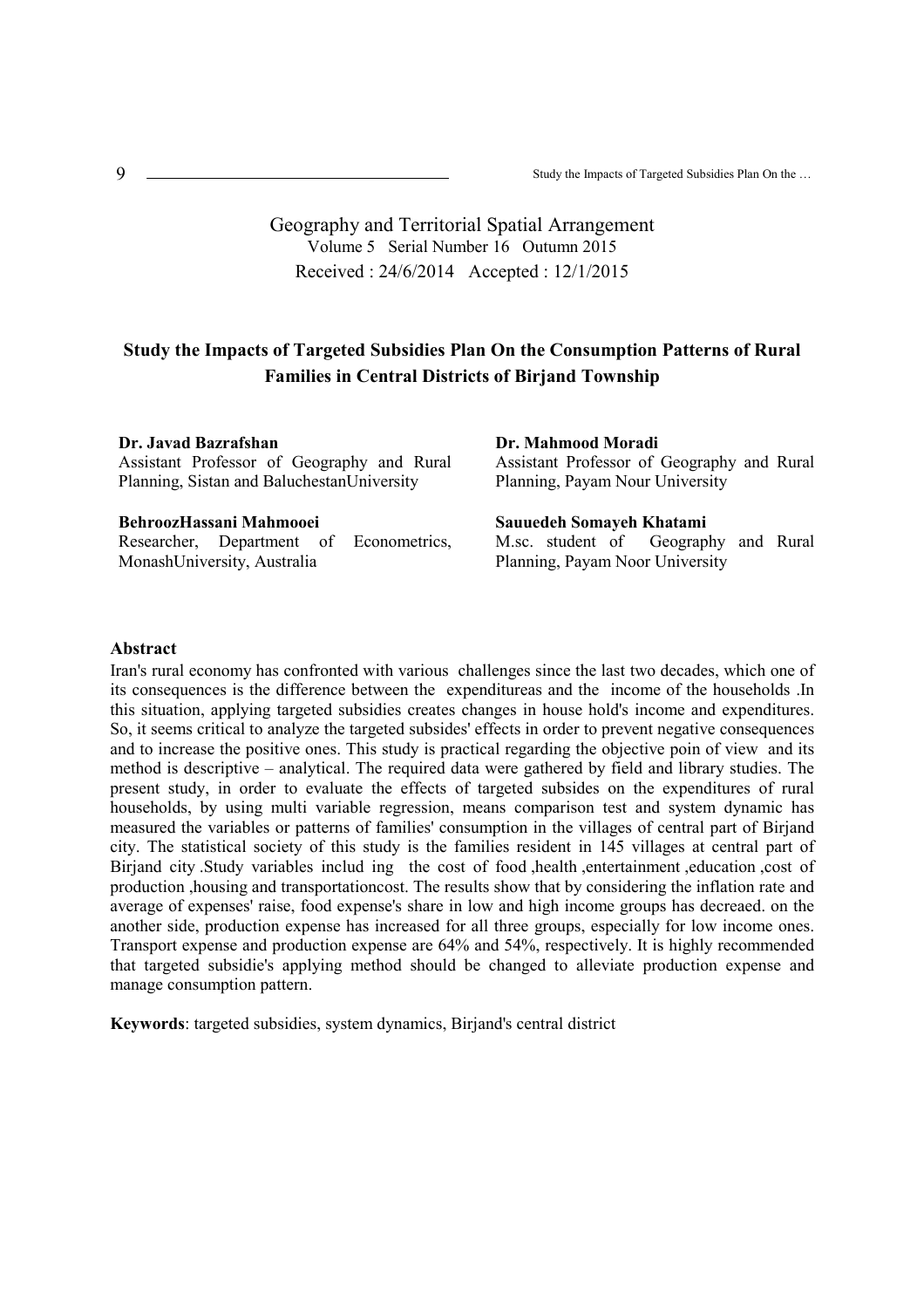Geography and Territorial Spatial Arrangement
Volume 5 Serial Number 16 Outumn 2015
Received : 24/6/2014 Accepted : 12/1/2015

# Study the Impacts of Targeted Subsidies Plan On the Consumption Patterns of Rural Families in Central Districts of Birjand Township

**Dr. Javad Bazrafshan**
Assistant Professor of Geography and Rural Planning, Sistan and BaluchestanUniversity

**Dr. Mahmood Moradi**
Assistant Professor of Geography and Rural Planning, Payam Nour University

**BehroozHassani Mahmooei**
Researcher, Department of Econometrics, MonashUniversity, Australia

**Sauuedeh Somayeh Khatami**
M.sc. student of Geography and Rural Planning, Payam Noor University

## Abstract

Iran's rural economy has confronted with various challenges since the last two decades, which one of its consequences is the difference between the expenditureas and the income of the households .In this situation, applying targeted subsidies creates changes in house hold's income and expenditures. So, it seems critical to analyze the targeted subsides' effects in order to prevent negative consequences and to increase the positive ones. This study is practical regarding the objective poin of view and its method is descriptive – analytical. The required data were gathered by field and library studies. The present study, in order to evaluate the effects of targeted subsides on the expenditures of rural households, by using multi variable regression, means comparison test and system dynamic has measured the variables or patterns of families' consumption in the villages of central part of Birjand city. The statistical society of this study is the families resident in 145 villages at central part of Birjand city .Study variables includ ing the cost of food ,health ,entertainment ,education ,cost of production ,housing and transportationcost. The results show that by considering the inflation rate and average of expenses' raise, food expense's share in low and high income groups has decreaed. on the another side, production expense has increased for all three groups, especially for low income ones. Transport expense and production expense are 64% and 54%, respectively. It is highly recommended that targeted subsidie's applying method should be changed to alleviate production expense and manage consumption pattern.

**Keywords**: targeted subsidies, system dynamics, Birjand's central district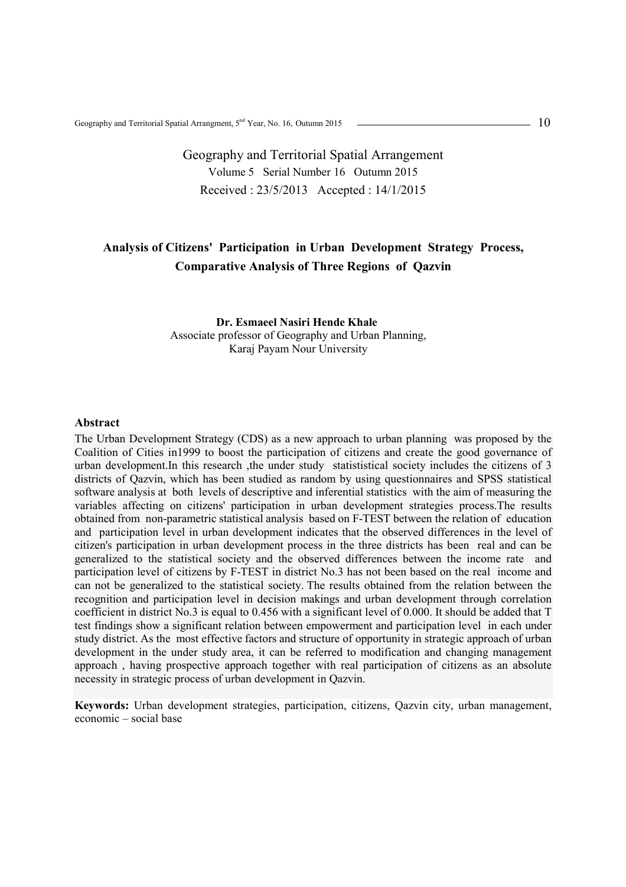Geography and Territorial Spatial Arrangement

Volume 5 Serial Number 16 Outumn 2015

Received : 23/5/2013 Accepted : 14/1/2015

## Analysis of Citizens' Participation in Urban Development Strategy Process, Comparative Analysis of Three Regions of Qazvin

**Dr. Esmaeel Nasiri Hende Khale**

Associate professor of Geography and Urban Planning,
Karaj Payam Nour University

### Abstract

The Urban Development Strategy (CDS) as a new approach to urban planning was proposed by the Coalition of Cities in1999 to boost the participation of citizens and create the good governance of urban development.In this research ,the under study statististical society includes the citizens of 3 districts of Qazvin, which has been studied as random by using questionnaires and SPSS statistical software analysis at both levels of descriptive and inferential statistics with the aim of measuring the variables affecting on citizens' participation in urban development strategies process.The results obtained from non-parametric statistical analysis based on F-TEST between the relation of education and participation level in urban development indicates that the observed differences in the level of citizen's participation in urban development process in the three districts has been real and can be generalized to the statistical society and the observed differences between the income rate and participation level of citizens by F-TEST in district No.3 has not been based on the real income and can not be generalized to the statistical society. The results obtained from the relation between the recognition and participation level in decision makings and urban development through correlation coefficient in district No.3 is equal to 0.456 with a significant level of 0.000. It should be added that T test findings show a significant relation between empowerment and participation level in each under study district. As the most effective factors and structure of opportunity in strategic approach of urban development in the under study area, it can be referred to modification and changing management approach , having prospective approach together with real participation of citizens as an absolute necessity in strategic process of urban development in Qazvin.

**Keywords:** Urban development strategies, participation, citizens, Qazvin city, urban management, economic – social base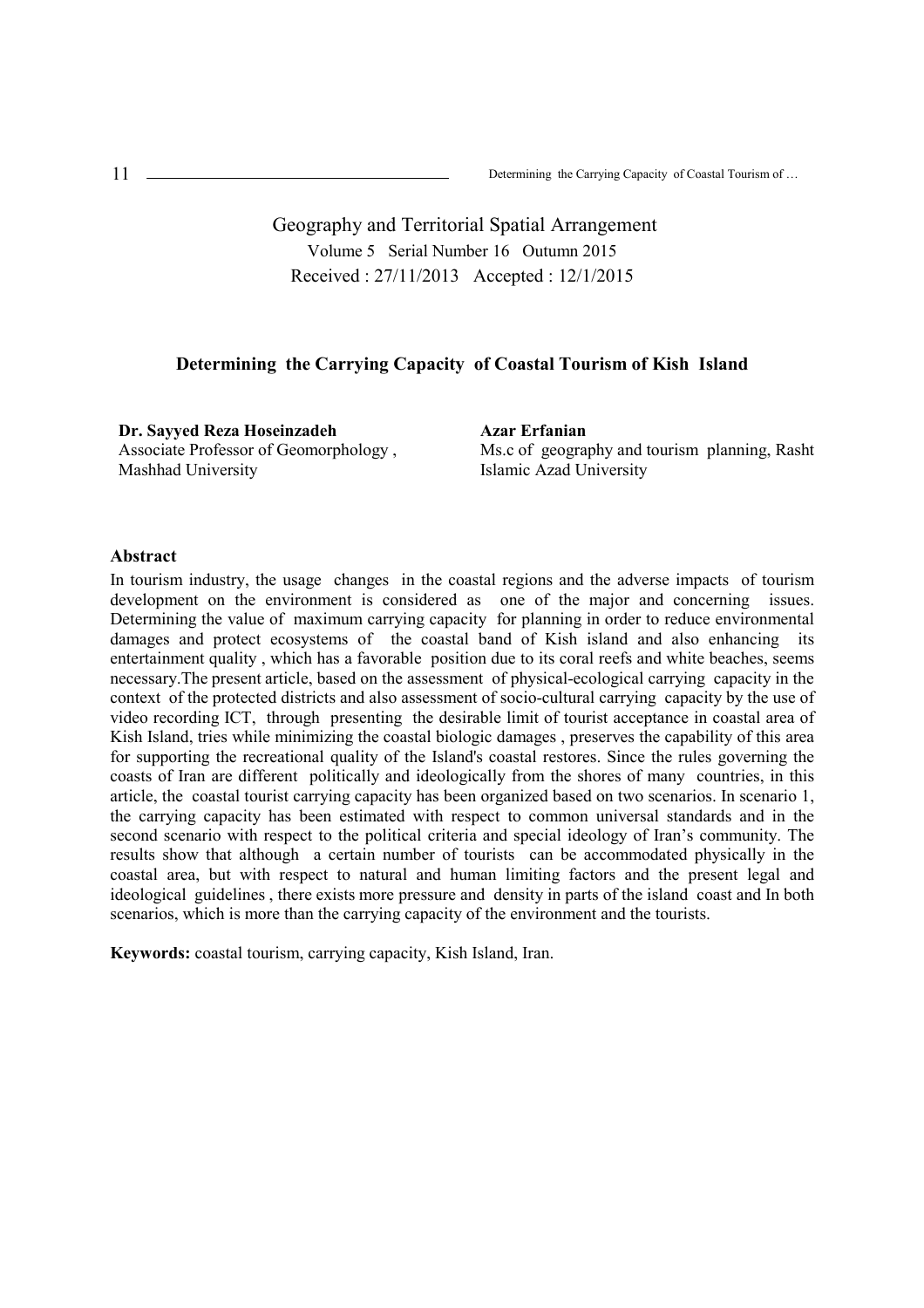Geography and Territorial Spatial Arrangement

Volume 5 Serial Number 16 Outumn 2015

Received : 27/11/2013 Accepted : 12/1/2015

# Determining the Carrying Capacity of Coastal Tourism of Kish Island

**Dr. Sayyed Reza Hoseinzadeh**
Associate Professor of Geomorphology , Mashhad University

**Azar Erfanian**
Ms.c of geography and tourism planning, Rasht Islamic Azad University

## Abstract

In tourism industry, the usage changes in the coastal regions and the adverse impacts of tourism development on the environment is considered as one of the major and concerning issues. Determining the value of maximum carrying capacity for planning in order to reduce environmental damages and protect ecosystems of the coastal band of Kish island and also enhancing its entertainment quality , which has a favorable position due to its coral reefs and white beaches, seems necessary.The present article, based on the assessment of physical-ecological carrying capacity in the context of the protected districts and also assessment of socio-cultural carrying capacity by the use of video recording ICT, through presenting the desirable limit of tourist acceptance in coastal area of Kish Island, tries while minimizing the coastal biologic damages , preserves the capability of this area for supporting the recreational quality of the Island's coastal restores. Since the rules governing the coasts of Iran are different politically and ideologically from the shores of many countries, in this article, the coastal tourist carrying capacity has been organized based on two scenarios. In scenario 1, the carrying capacity has been estimated with respect to common universal standards and in the second scenario with respect to the political criteria and special ideology of Iran's community. The results show that although a certain number of tourists can be accommodated physically in the coastal area, but with respect to natural and human limiting factors and the present legal and ideological guidelines , there exists more pressure and density in parts of the island coast and In both scenarios, which is more than the carrying capacity of the environment and the tourists.

**Keywords:** coastal tourism, carrying capacity, Kish Island, Iran.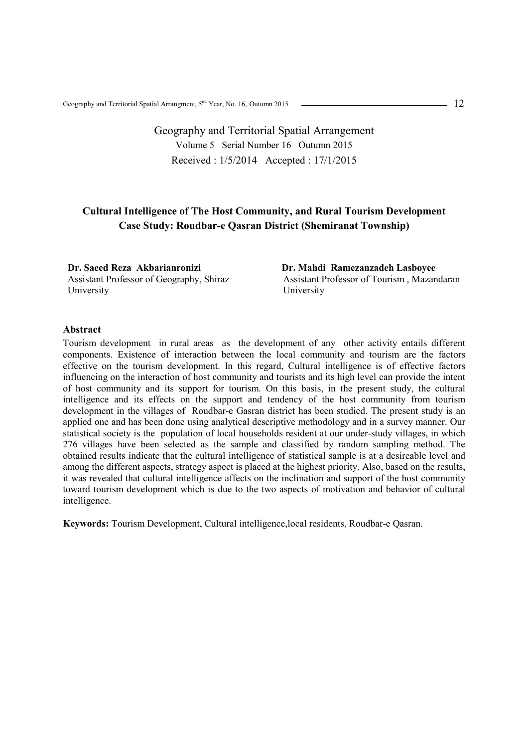Geography and Territorial Spatial Arrangement

Volume 5 Serial Number 16 Outumn 2015

Received : 1/5/2014 Accepted : 17/1/2015

## Cultural Intelligence of The Host Community, and Rural Tourism Development Case Study: Roudbar-e Qasran District (Shemiranat Township)

**Dr. Saeed Reza Akbarianronizi**
Assistant Professor of Geography, Shiraz University

**Dr. Mahdi Ramezanzadeh Lasboyee**
Assistant Professor of Tourism , Mazandaran University

### Abstract

Tourism development in rural areas as the development of any other activity entails different components. Existence of interaction between the local community and tourism are the factors effective on the tourism development. In this regard, Cultural intelligence is of effective factors influencing on the interaction of host community and tourists and its high level can provide the intent of host community and its support for tourism. On this basis, in the present study, the cultural intelligence and its effects on the support and tendency of the host community from tourism development in the villages of Roudbar-e Gasran district has been studied. The present study is an applied one and has been done using analytical descriptive methodology and in a survey manner. Our statistical society is the population of local households resident at our under-study villages, in which 276 villages have been selected as the sample and classified by random sampling method. The obtained results indicate that the cultural intelligence of statistical sample is at a desireable level and among the different aspects, strategy aspect is placed at the highest priority. Also, based on the results, it was revealed that cultural intelligence affects on the inclination and support of the host community toward tourism development which is due to the two aspects of motivation and behavior of cultural intelligence.

**Keywords:** Tourism Development, Cultural intelligence,local residents, Roudbar-e Qasran.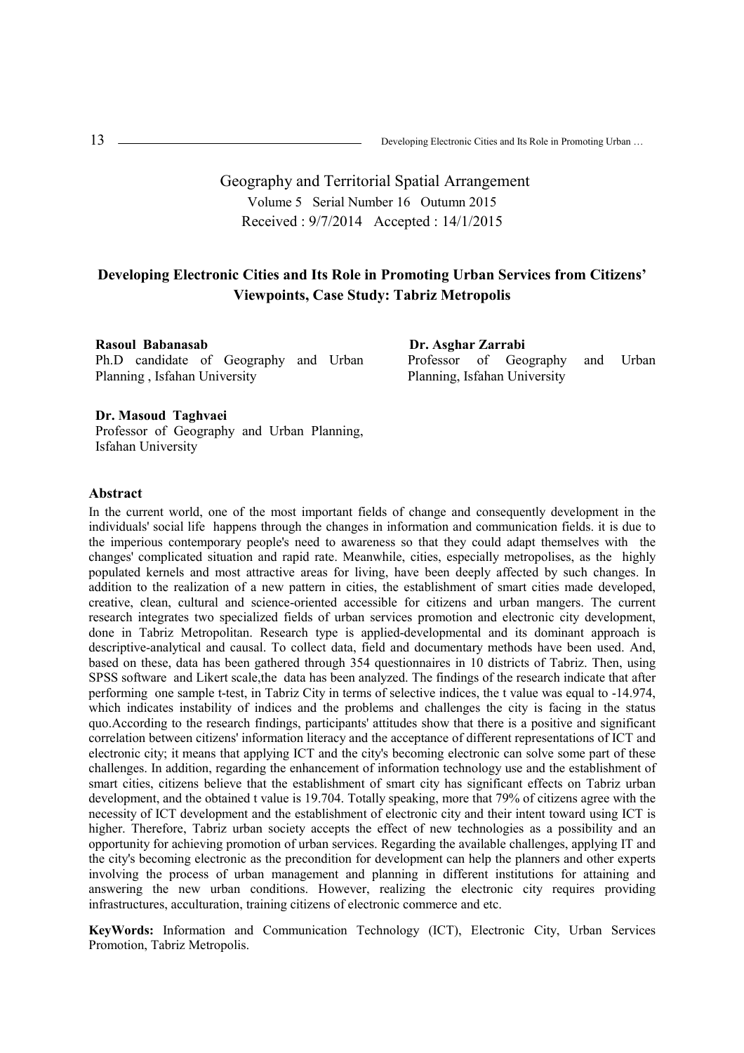Geography and Territorial Spatial Arrangement
Volume 5 Serial Number 16 Outumn 2015
Received : 9/7/2014 Accepted : 14/1/2015

# Developing Electronic Cities and Its Role in Promoting Urban Services from Citizens' Viewpoints, Case Study: Tabriz Metropolis

**Rasoul Babanasab**
Ph.D candidate of Geography and Urban Planning , Isfahan University

**Dr. Asghar Zarrabi**
Professor of Geography and Urban Planning, Isfahan University

**Dr. Masoud Taghvaei**
Professor of Geography and Urban Planning, Isfahan University

## Abstract

In the current world, one of the most important fields of change and consequently development in the individuals' social life happens through the changes in information and communication fields. it is due to the imperious contemporary people's need to awareness so that they could adapt themselves with the changes' complicated situation and rapid rate. Meanwhile, cities, especially metropolises, as the highly populated kernels and most attractive areas for living, have been deeply affected by such changes. In addition to the realization of a new pattern in cities, the establishment of smart cities made developed, creative, clean, cultural and science-oriented accessible for citizens and urban mangers. The current research integrates two specialized fields of urban services promotion and electronic city development, done in Tabriz Metropolitan. Research type is applied-developmental and its dominant approach is descriptive-analytical and causal. To collect data, field and documentary methods have been used. And, based on these, data has been gathered through 354 questionnaires in 10 districts of Tabriz. Then, using SPSS software and Likert scale,the data has been analyzed. The findings of the research indicate that after performing one sample t-test, in Tabriz City in terms of selective indices, the t value was equal to -14.974, which indicates instability of indices and the problems and challenges the city is facing in the status quo.According to the research findings, participants' attitudes show that there is a positive and significant correlation between citizens' information literacy and the acceptance of different representations of ICT and electronic city; it means that applying ICT and the city's becoming electronic can solve some part of these challenges. In addition, regarding the enhancement of information technology use and the establishment of smart cities, citizens believe that the establishment of smart city has significant effects on Tabriz urban development, and the obtained t value is 19.704. Totally speaking, more that 79% of citizens agree with the necessity of ICT development and the establishment of electronic city and their intent toward using ICT is higher. Therefore, Tabriz urban society accepts the effect of new technologies as a possibility and an opportunity for achieving promotion of urban services. Regarding the available challenges, applying IT and the city's becoming electronic as the precondition for development can help the planners and other experts involving the process of urban management and planning in different institutions for attaining and answering the new urban conditions. However, realizing the electronic city requires providing infrastructures, acculturation, training citizens of electronic commerce and etc.

**KeyWords:** Information and Communication Technology (ICT), Electronic City, Urban Services Promotion, Tabriz Metropolis.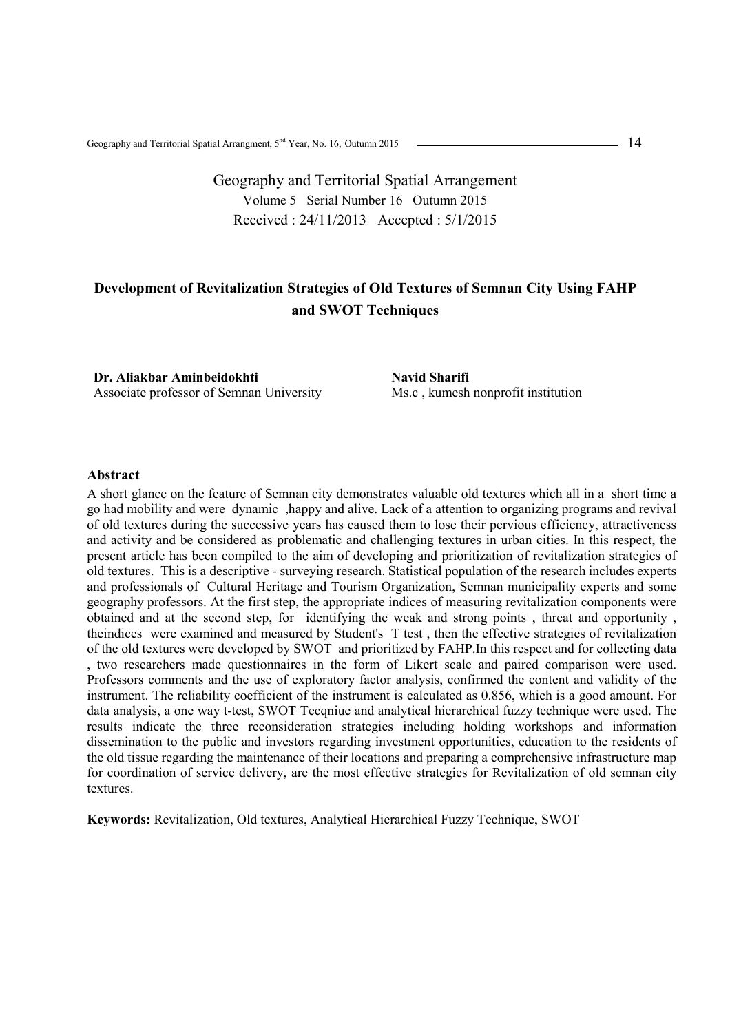Geography and Territorial Spatial Arrangement

Volume 5 Serial Number 16 Outumn 2015

Received : 24/11/2013 Accepted : 5/1/2015

# Development of Revitalization Strategies of Old Textures of Semnan City Using FAHP and SWOT Techniques

**Dr. Aliakbar Aminbeidokhti**
Associate professor of Semnan University

**Navid Sharifi**
Ms.c , kumesh nonprofit institution

## Abstract

A short glance on the feature of Semnan city demonstrates valuable old textures which all in a short time a go had mobility and were dynamic ,happy and alive. Lack of a attention to organizing programs and revival of old textures during the successive years has caused them to lose their pervious efficiency, attractiveness and activity and be considered as problematic and challenging textures in urban cities. In this respect, the present article has been compiled to the aim of developing and prioritization of revitalization strategies of old textures. This is a descriptive - surveying research. Statistical population of the research includes experts and professionals of Cultural Heritage and Tourism Organization, Semnan municipality experts and some geography professors. At the first step, the appropriate indices of measuring revitalization components were obtained and at the second step, for identifying the weak and strong points , threat and opportunity , theindices were examined and measured by Student's T test , then the effective strategies of revitalization of the old textures were developed by SWOT and prioritized by FAHP.In this respect and for collecting data , two researchers made questionnaires in the form of Likert scale and paired comparison were used. Professors comments and the use of exploratory factor analysis, confirmed the content and validity of the instrument. The reliability coefficient of the instrument is calculated as 0.856, which is a good amount. For data analysis, a one way t-test, SWOT Tecqniue and analytical hierarchical fuzzy technique were used. The results indicate the three reconsideration strategies including holding workshops and information dissemination to the public and investors regarding investment opportunities, education to the residents of the old tissue regarding the maintenance of their locations and preparing a comprehensive infrastructure map for coordination of service delivery, are the most effective strategies for Revitalization of old semnan city textures.

**Keywords:** Revitalization, Old textures, Analytical Hierarchical Fuzzy Technique, SWOT